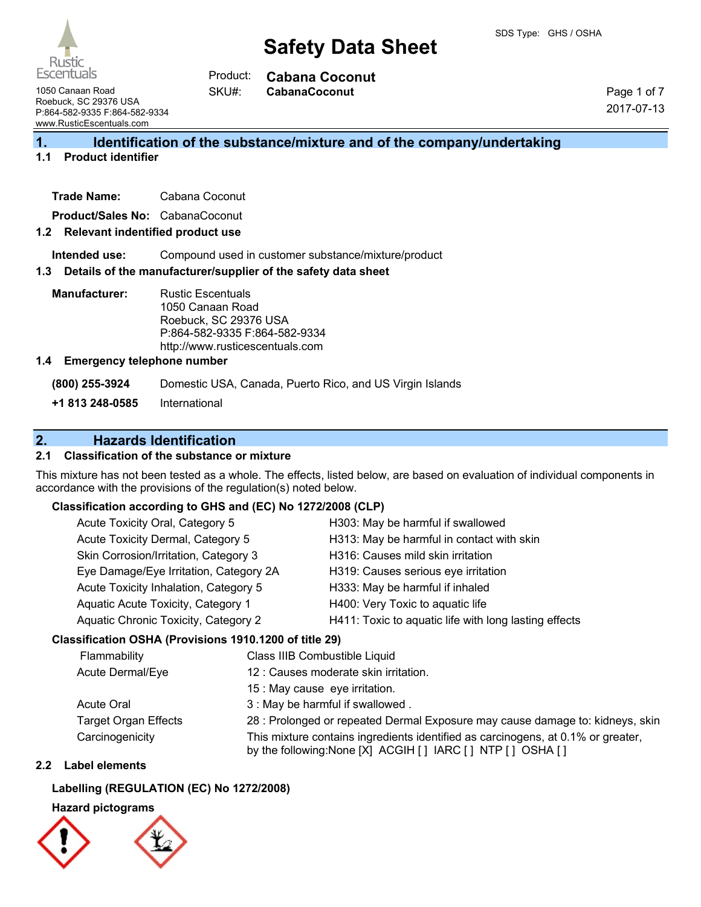# Safety Data Sheet

SDS Type: GHS / OSHA

Rustic Escentuals
1050 Canaan Road
Roebuck, SC 29376 USA
P:864-582-9335 F:864-582-9334
www.RusticEscentuals.com

Product: **Cabana Coconut**
SKU#: **CabanaCoconut**

2017-07-13

## 1. Identification of the substance/mixture and of the company/undertaking

### 1.1 Product identifier

**Trade Name:** Cabana Coconut

**Product/Sales No:** CabanaCoconut

### 1.2 Relevant identified product use

**Intended use:** Compound used in customer substance/mixture/product

### 1.3 Details of the manufacturer/supplier of the safety data sheet

**Manufacturer:** Rustic Escentuals
1050 Canaan Road
Roebuck, SC 29376 USA
P:864-582-9335 F:864-582-9334
http://www.rusticescentuals.com

### 1.4 Emergency telephone number

**(800) 255-3924** Domestic USA, Canada, Puerto Rico, and US Virgin Islands

**+1 813 248-0585** International

## 2. Hazards Identification

### 2.1 Classification of the substance or mixture

This mixture has not been tested as a whole. The effects, listed below, are based on evaluation of individual components in accordance with the provisions of the regulation(s) noted below.

**Classification according to GHS and (EC) No 1272/2008 (CLP)**

| | |
|---|---|
| Acute Toxicity Oral, Category 5 | H303: May be harmful if swallowed |
| Acute Toxicity Dermal, Category 5 | H313: May be harmful in contact with skin |
| Skin Corrosion/Irritation, Category 3 | H316: Causes mild skin irritation |
| Eye Damage/Eye Irritation, Category 2A | H319: Causes serious eye irritation |
| Acute Toxicity Inhalation, Category 5 | H333: May be harmful if inhaled |
| Aquatic Acute Toxicity, Category 1 | H400: Very Toxic to aquatic life |
| Aquatic Chronic Toxicity, Category 2 | H411: Toxic to aquatic life with long lasting effects |

**Classification OSHA (Provisions 1910.1200 of title 29)**

| | |
|---|---|
| Flammability | Class IIIB Combustible Liquid |
| Acute Dermal/Eye | 12 : Causes moderate skin irritation. |
| | 15 : May cause eye irritation. |
| Acute Oral | 3 : May be harmful if swallowed . |
| Target Organ Effects | 28 : Prolonged or repeated Dermal Exposure may cause damage to: kidneys, skin |
| Carcinogenicity | This mixture contains ingredients identified as carcinogens, at 0.1% or greater, by the following:None [X] ACGIH [ ] IARC [ ] NTP [ ] OSHA [ ] |

### 2.2 Label elements

**Labelling (REGULATION (EC) No 1272/2008)**

**Hazard pictograms**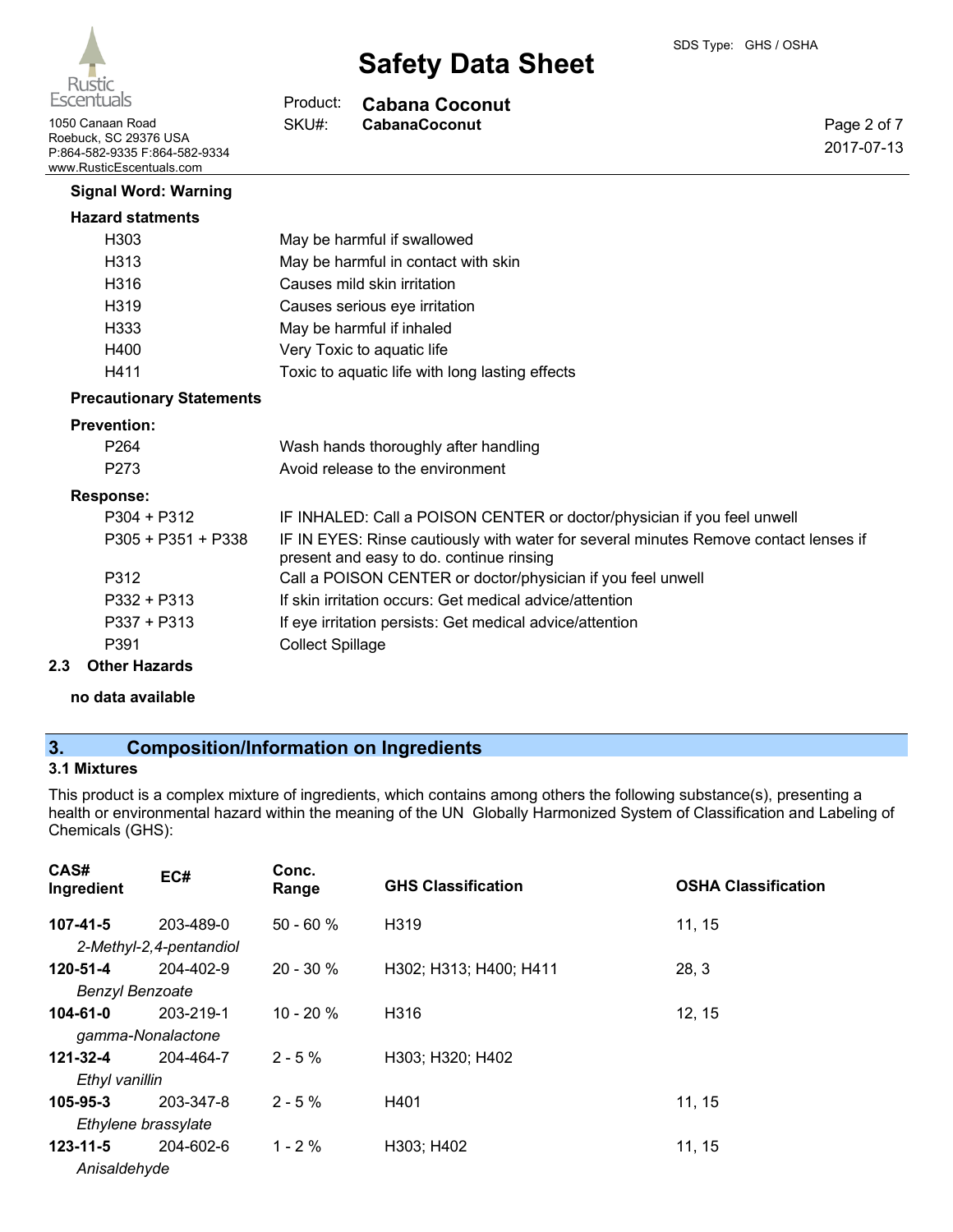**Signal Word: Warning**

**Hazard statments**

| | |
|---|---|
| H303 | May be harmful if swallowed |
| H313 | May be harmful in contact with skin |
| H316 | Causes mild skin irritation |
| H319 | Causes serious eye irritation |
| H333 | May be harmful if inhaled |
| H400 | Very Toxic to aquatic life |
| H411 | Toxic to aquatic life with long lasting effects |

**Precautionary Statements**

**Prevention:**

| | |
|---|---|
| P264 | Wash hands thoroughly after handling |
| P273 | Avoid release to the environment |

**Response:**

| | |
|---|---|
| P304 + P312 | IF INHALED: Call a POISON CENTER or doctor/physician if you feel unwell |
| P305 + P351 + P338 | IF IN EYES: Rinse cautiously with water for several minutes Remove contact lenses if present and easy to do. continue rinsing |
| P312 | Call a POISON CENTER or doctor/physician if you feel unwell |
| P332 + P313 | If skin irritation occurs: Get medical advice/attention |
| P337 + P313 | If eye irritation persists: Get medical advice/attention |
| P391 | Collect Spillage |

### 2.3 Other Hazards

**no data available**

## 3. Composition/Information on Ingredients

### 3.1 Mixtures

This product is a complex mixture of ingredients, which contains among others the following substance(s), presenting a health or environmental hazard within the meaning of the UN Globally Harmonized System of Classification and Labeling of Chemicals (GHS):

| CAS# Ingredient | EC# | Conc. Range | GHS Classification | OSHA Classification |
|---|---|---|---|---|
| **107-41-5** *2-Methyl-2,4-pentandiol* | 203-489-0 | 50 - 60 % | H319 | 11, 15 |
| **120-51-4** *Benzyl Benzoate* | 204-402-9 | 20 - 30 % | H302; H313; H400; H411 | 28, 3 |
| **104-61-0** *gamma-Nonalactone* | 203-219-1 | 10 - 20 % | H316 | 12, 15 |
| **121-32-4** *Ethyl vanillin* | 204-464-7 | 2 - 5 % | H303; H320; H402 | |
| **105-95-3** *Ethylene brassylate* | 203-347-8 | 2 - 5 % | H401 | 11, 15 |
| **123-11-5** *Anisaldehyde* | 204-602-6 | 1 - 2 % | H303; H402 | 11, 15 |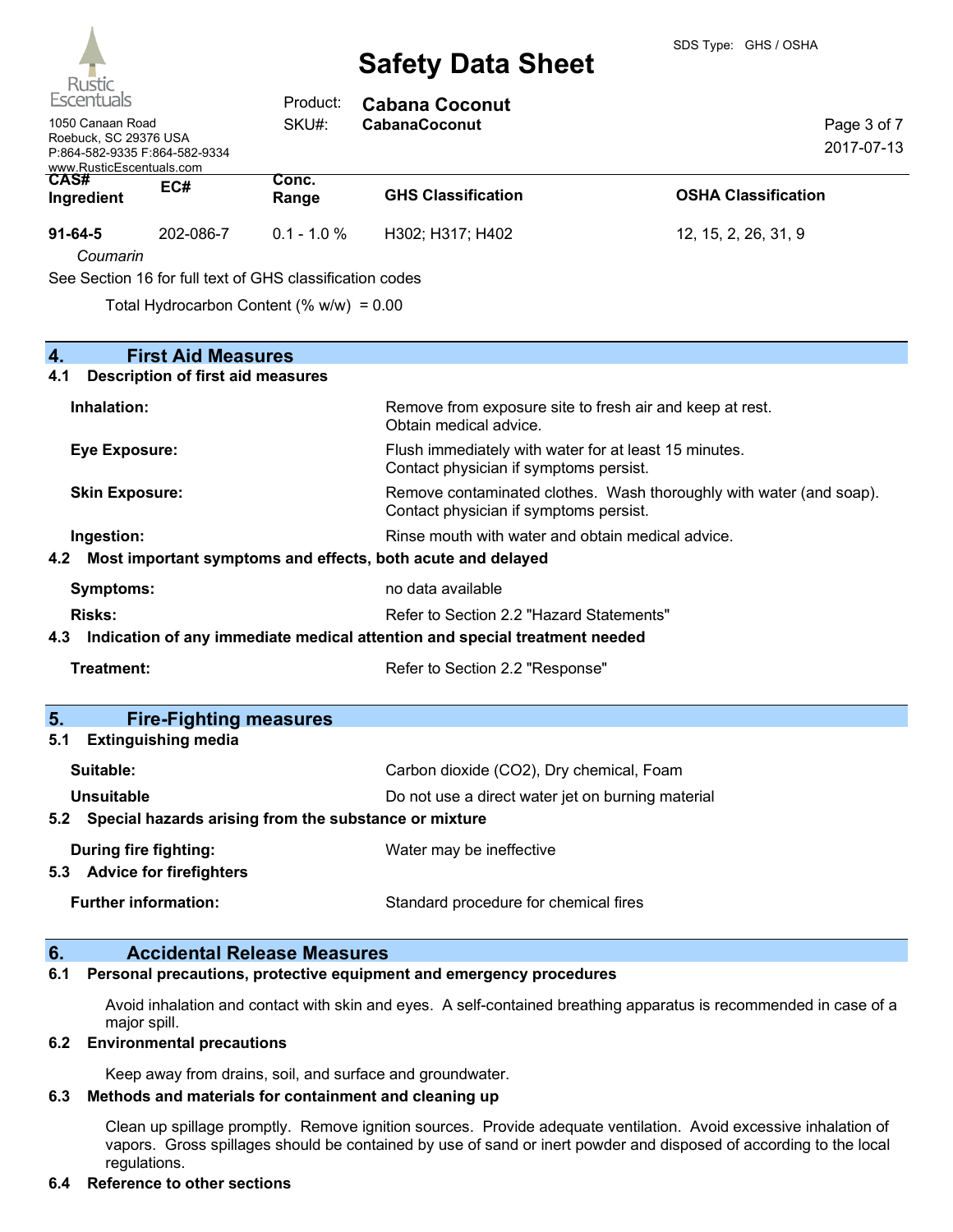| CAS# Ingredient | EC# | Conc. Range | GHS Classification | OSHA Classification |
|---|---|---|---|---|
| **91-64-5** *Coumarin* | 202-086-7 | 0.1 - 1.0 % | H302; H317; H402 | 12, 15, 2, 26, 31, 9 |

See Section 16 for full text of GHS classification codes

Total Hydrocarbon Content (% w/w) = 0.00

## 4. First Aid Measures

### 4.1 Description of first aid measures

**Inhalation:** Remove from exposure site to fresh air and keep at rest. Obtain medical advice.

**Eye Exposure:** Flush immediately with water for at least 15 minutes. Contact physician if symptoms persist.

**Skin Exposure:** Remove contaminated clothes. Wash thoroughly with water (and soap). Contact physician if symptoms persist.

**Ingestion:** Rinse mouth with water and obtain medical advice.

### 4.2 Most important symptoms and effects, both acute and delayed

**Symptoms:** no data available

**Risks:** Refer to Section 2.2 "Hazard Statements"

### 4.3 Indication of any immediate medical attention and special treatment needed

**Treatment:** Refer to Section 2.2 "Response"

## 5. Fire-Fighting measures

### 5.1 Extinguishing media

**Suitable:** Carbon dioxide ($CO_2$), Dry chemical, Foam

**Unsuitable** Do not use a direct water jet on burning material

### 5.2 Special hazards arising from the substance or mixture

**During fire fighting:** Water may be ineffective

### 5.3 Advice for firefighters

**Further information:** Standard procedure for chemical fires

## 6. Accidental Release Measures

### 6.1 Personal precautions, protective equipment and emergency procedures

Avoid inhalation and contact with skin and eyes. A self-contained breathing apparatus is recommended in case of a major spill.

### 6.2 Environmental precautions

Keep away from drains, soil, and surface and groundwater.

### 6.3 Methods and materials for containment and cleaning up

Clean up spillage promptly. Remove ignition sources. Provide adequate ventilation. Avoid excessive inhalation of vapors. Gross spillages should be contained by use of sand or inert powder and disposed of according to the local regulations.

### 6.4 Reference to other sections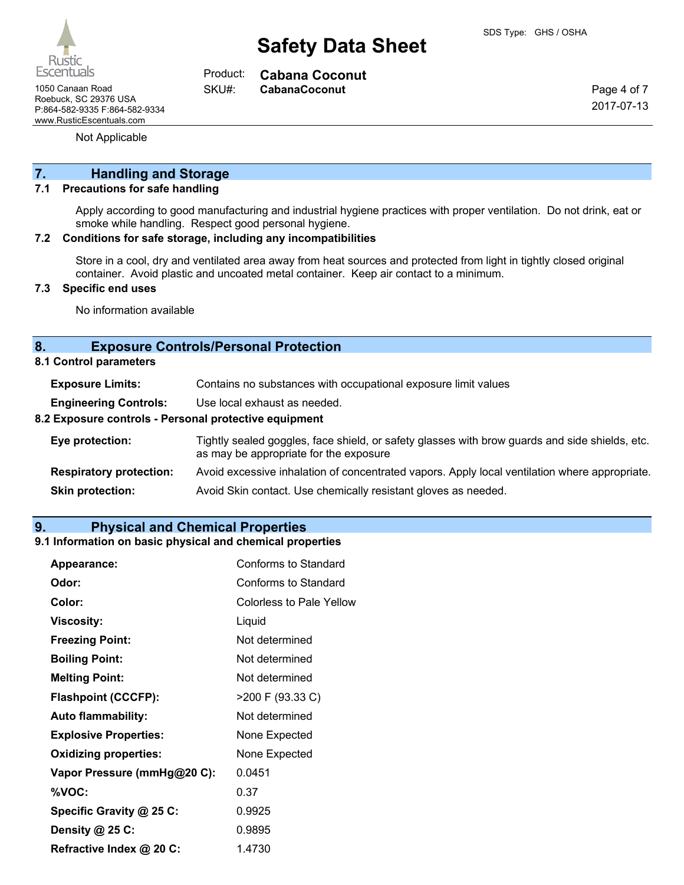Not Applicable

## 7. Handling and Storage

### 7.1 Precautions for safe handling

Apply according to good manufacturing and industrial hygiene practices with proper ventilation. Do not drink, eat or smoke while handling. Respect good personal hygiene.

### 7.2 Conditions for safe storage, including any incompatibilities

Store in a cool, dry and ventilated area away from heat sources and protected from light in tightly closed original container. Avoid plastic and uncoated metal container. Keep air contact to a minimum.

### 7.3 Specific end uses

No information available

## 8. Exposure Controls/Personal Protection

### 8.1 Control parameters

| | |
|---|---|
| **Exposure Limits:** | Contains no substances with occupational exposure limit values |
| **Engineering Controls:** | Use local exhaust as needed. |

### 8.2 Exposure controls - Personal protective equipment

| | |
|---|---|
| **Eye protection:** | Tightly sealed goggles, face shield, or safety glasses with brow guards and side shields, etc. as may be appropriate for the exposure |
| **Respiratory protection:** | Avoid excessive inhalation of concentrated vapors. Apply local ventilation where appropriate. |
| **Skin protection:** | Avoid Skin contact. Use chemically resistant gloves as needed. |

## 9. Physical and Chemical Properties

### 9.1 Information on basic physical and chemical properties

| | |
|---|---|
| **Appearance:** | Conforms to Standard |
| **Odor:** | Conforms to Standard |
| **Color:** | Colorless to Pale Yellow |
| **Viscosity:** | Liquid |
| **Freezing Point:** | Not determined |
| **Boiling Point:** | Not determined |
| **Melting Point:** | Not determined |
| **Flashpoint (CCCFP):** | >200 F (93.33 C) |
| **Auto flammability:** | Not determined |
| **Explosive Properties:** | None Expected |
| **Oxidizing properties:** | None Expected |
| **Vapor Pressure (mmHg@20 C):** | 0.0451 |
| **%VOC:** | 0.37 |
| **Specific Gravity @ 25 C:** | 0.9925 |
| **Density @ 25 C:** | 0.9895 |
| **Refractive Index @ 20 C:** | 1.4730 |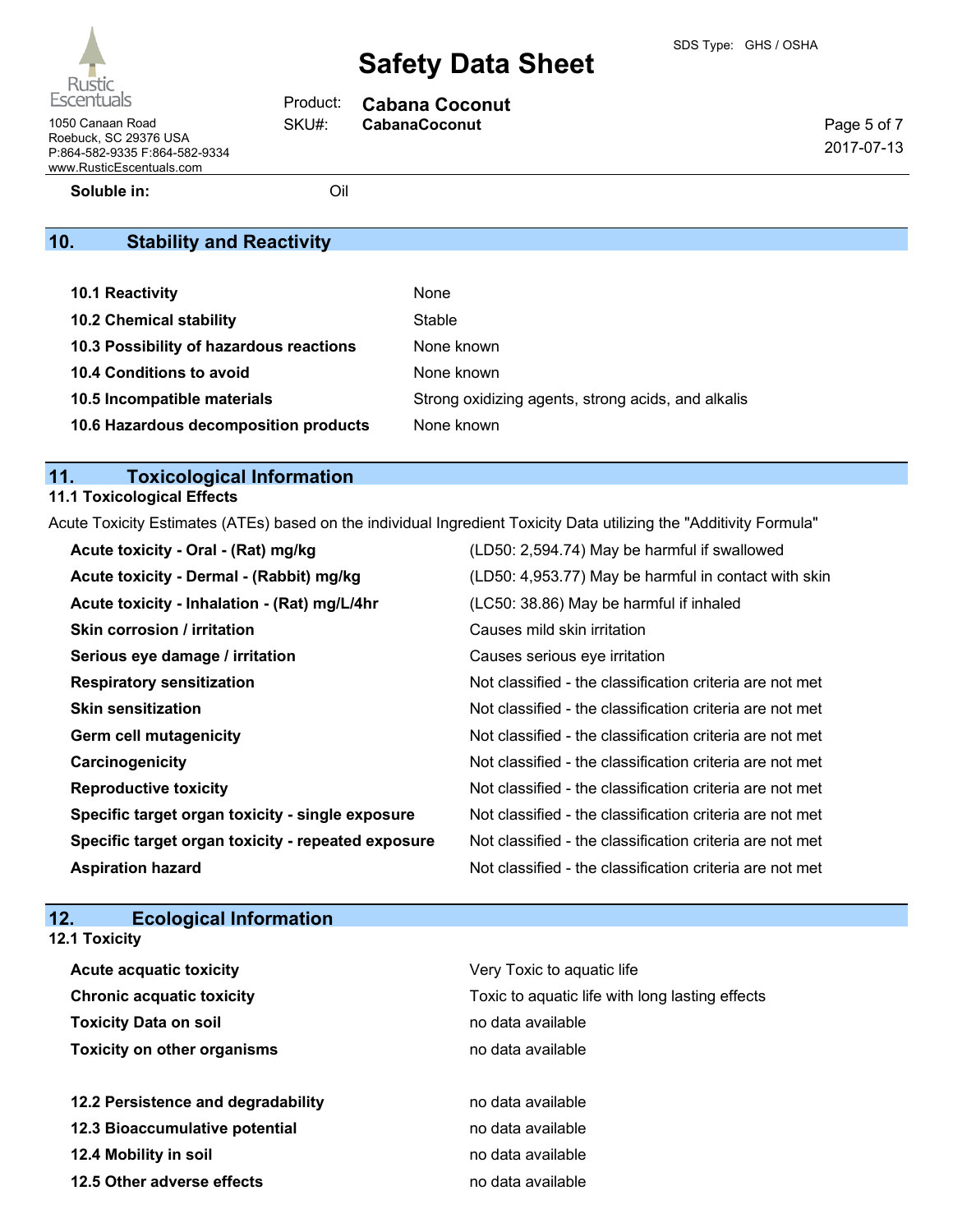**Soluble in:** Oil

## 10. Stability and Reactivity

| | |
|---|---|
| **10.1 Reactivity** | None |
| **10.2 Chemical stability** | Stable |
| **10.3 Possibility of hazardous reactions** | None known |
| **10.4 Conditions to avoid** | None known |
| **10.5 Incompatible materials** | Strong oxidizing agents, strong acids, and alkalis |
| **10.6 Hazardous decomposition products** | None known |

## 11. Toxicological Information

### 11.1 Toxicological Effects

Acute Toxicity Estimates (ATEs) based on the individual Ingredient Toxicity Data utilizing the "Additivity Formula"

| | |
|---|---|
| **Acute toxicity - Oral - (Rat) mg/kg** | (LD50: 2,594.74) May be harmful if swallowed |
| **Acute toxicity - Dermal - (Rabbit) mg/kg** | (LD50: 4,953.77) May be harmful in contact with skin |
| **Acute toxicity - Inhalation - (Rat) mg/L/4hr** | (LC50: 38.86) May be harmful if inhaled |
| **Skin corrosion / irritation** | Causes mild skin irritation |
| **Serious eye damage / irritation** | Causes serious eye irritation |
| **Respiratory sensitization** | Not classified - the classification criteria are not met |
| **Skin sensitization** | Not classified - the classification criteria are not met |
| **Germ cell mutagenicity** | Not classified - the classification criteria are not met |
| **Carcinogenicity** | Not classified - the classification criteria are not met |
| **Reproductive toxicity** | Not classified - the classification criteria are not met |
| **Specific target organ toxicity - single exposure** | Not classified - the classification criteria are not met |
| **Specific target organ toxicity - repeated exposure** | Not classified - the classification criteria are not met |
| **Aspiration hazard** | Not classified - the classification criteria are not met |

## 12. Ecological Information

### 12.1 Toxicity

| | |
|---|---|
| **Acute acquatic toxicity** | Very Toxic to aquatic life |
| **Chronic acquatic toxicity** | Toxic to aquatic life with long lasting effects |
| **Toxicity Data on soil** | no data available |
| **Toxicity on other organisms** | no data available |

| | |
|---|---|
| **12.2 Persistence and degradability** | no data available |
| **12.3 Bioaccumulative potential** | no data available |
| **12.4 Mobility in soil** | no data available |
| **12.5 Other adverse effects** | no data available |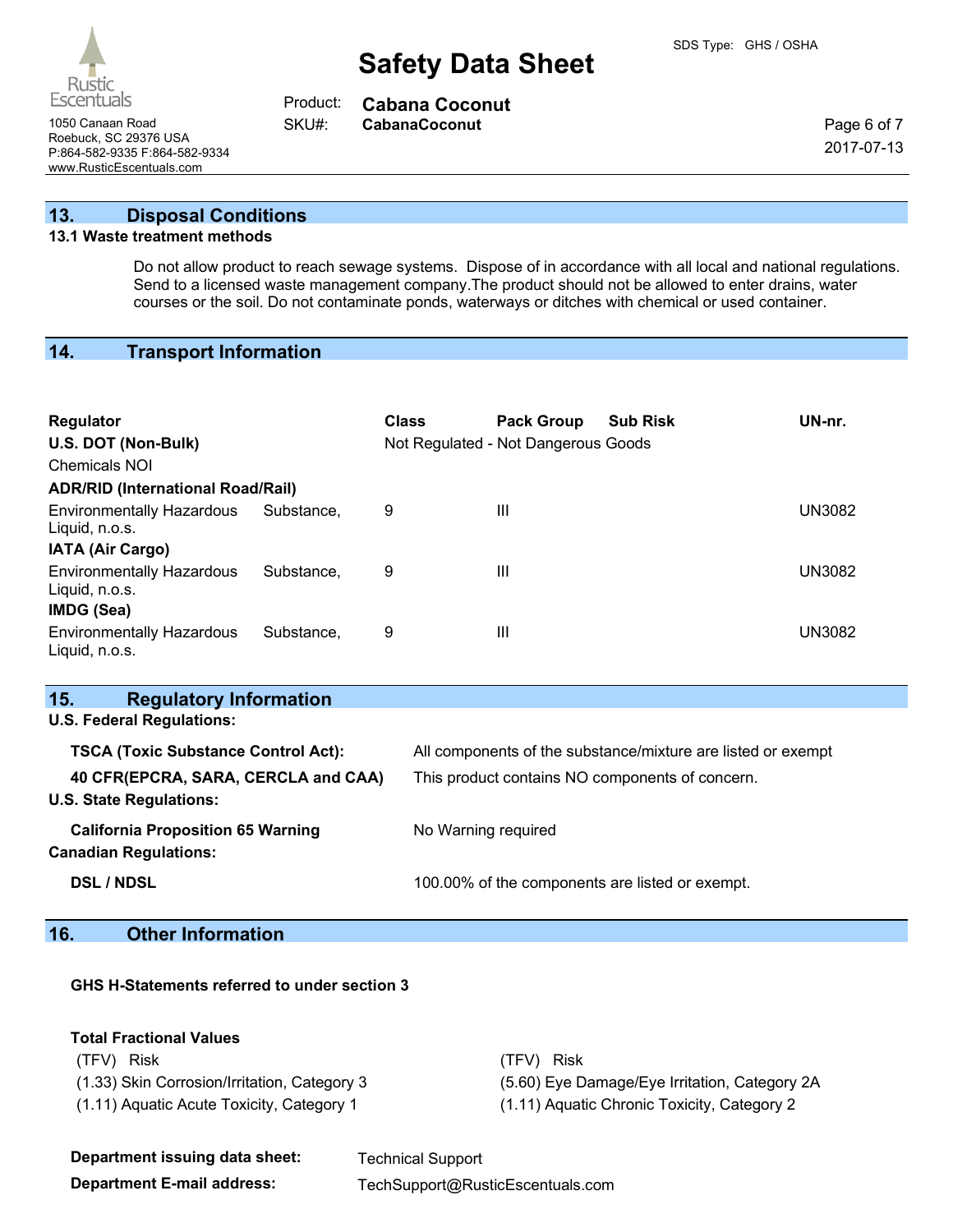## 13. Disposal Conditions

**13.1 Waste treatment methods**

Do not allow product to reach sewage systems. Dispose of in accordance with all local and national regulations. Send to a licensed waste management company.The product should not be allowed to enter drains, water courses or the soil. Do not contaminate ponds, waterways or ditches with chemical or used container.

## 14. Transport Information

| Regulator | Class | Pack Group | Sub Risk | UN-nr. |
|---|---|---|---|---|
| **U.S. DOT (Non-Bulk)** | Not Regulated - Not Dangerous Goods | | | |
| Chemicals NOI | | | | |
| **ADR/RID (International Road/Rail)** | | | | |
| Environmentally Hazardous Substance, Liquid, n.o.s. | 9 | III | | UN3082 |
| **IATA (Air Cargo)** | | | | |
| Environmentally Hazardous Substance, Liquid, n.o.s. | 9 | III | | UN3082 |
| **IMDG (Sea)** | | | | |
| Environmentally Hazardous Substance, Liquid, n.o.s. | 9 | III | | UN3082 |

## 15. Regulatory Information

**U.S. Federal Regulations:**

| | |
|---|---|
| **TSCA (Toxic Substance Control Act):** | All components of the substance/mixture are listed or exempt |
| **40 CFR(EPCRA, SARA, CERCLA and CAA)** | This product contains NO components of concern. |

**U.S. State Regulations:**

| | |
|---|---|
| **California Proposition 65 Warning** | No Warning required |

**Canadian Regulations:**

| | |
|---|---|
| **DSL / NDSL** | 100.00% of the components are listed or exempt. |

## 16. Other Information

**GHS H-Statements referred to under section 3**

**Total Fractional Values**

| (TFV) Risk | (TFV) Risk |
|---|---|
| (1.33) Skin Corrosion/Irritation, Category 3 | (5.60) Eye Damage/Eye Irritation, Category 2A |
| (1.11) Aquatic Acute Toxicity, Category 1 | (1.11) Aquatic Chronic Toxicity, Category 2 |

**Department issuing data sheet:** Technical Support

**Department E-mail address:** TechSupport@RusticEscentuals.com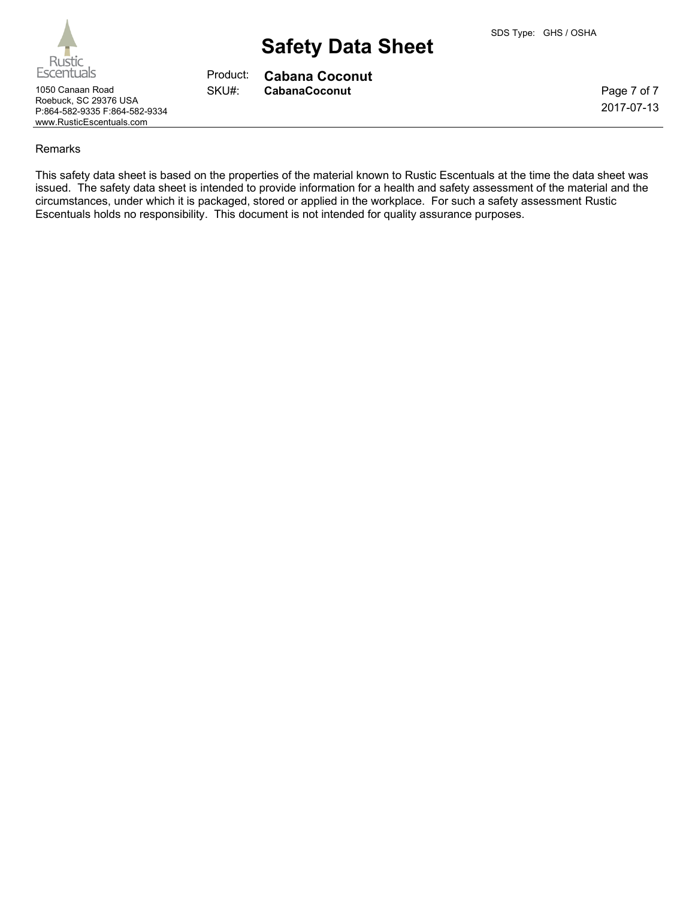## Remarks

This safety data sheet is based on the properties of the material known to Rustic Escentuals at the time the data sheet was issued. The safety data sheet is intended to provide information for a health and safety assessment of the material and the circumstances, under which it is packaged, stored or applied in the workplace. For such a safety assessment Rustic Escentuals holds no responsibility. This document is not intended for quality assurance purposes.